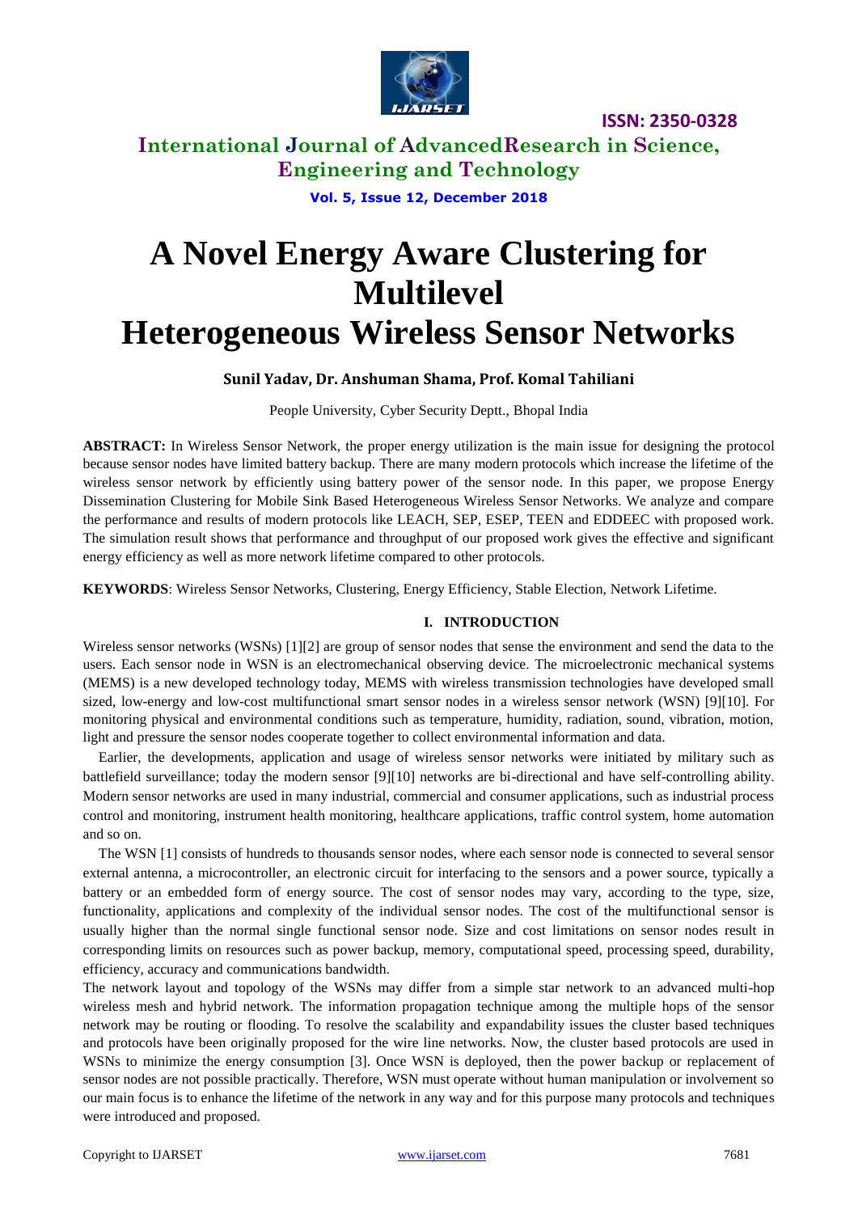# A Novel Energy Aware Clustering for Multilevel Heterogeneous Wireless Sensor Networks

**Sunil Yadav, Dr. Anshuman Shama, Prof. Komal Tahiliani**

People University, Cyber Security Deptt., Bhopal India

**ABSTRACT:** In Wireless Sensor Network, the proper energy utilization is the main issue for designing the protocol because sensor nodes have limited battery backup. There are many modern protocols which increase the lifetime of the wireless sensor network by efficiently using battery power of the sensor node. In this paper, we propose Energy Dissemination Clustering for Mobile Sink Based Heterogeneous Wireless Sensor Networks. We analyze and compare the performance and results of modern protocols like LEACH, SEP, ESEP, TEEN and EDDEEC with proposed work. The simulation result shows that performance and throughput of our proposed work gives the effective and significant energy efficiency as well as more network lifetime compared to other protocols.

**KEYWORDS**: Wireless Sensor Networks, Clustering, Energy Efficiency, Stable Election, Network Lifetime.

## I. INTRODUCTION

Wireless sensor networks (WSNs) [1][2] are group of sensor nodes that sense the environment and send the data to the users. Each sensor node in WSN is an electromechanical observing device. The microelectronic mechanical systems (MEMS) is a new developed technology today, MEMS with wireless transmission technologies have developed small sized, low-energy and low-cost multifunctional smart sensor nodes in a wireless sensor network (WSN) [9][10]. For monitoring physical and environmental conditions such as temperature, humidity, radiation, sound, vibration, motion, light and pressure the sensor nodes cooperate together to collect environmental information and data.

Earlier, the developments, application and usage of wireless sensor networks were initiated by military such as battlefield surveillance; today the modern sensor [9][10] networks are bi-directional and have self-controlling ability. Modern sensor networks are used in many industrial, commercial and consumer applications, such as industrial process control and monitoring, instrument health monitoring, healthcare applications, traffic control system, home automation and so on.

The WSN [1] consists of hundreds to thousands sensor nodes, where each sensor node is connected to several sensor external antenna, a microcontroller, an electronic circuit for interfacing to the sensors and a power source, typically a battery or an embedded form of energy source. The cost of sensor nodes may vary, according to the type, size, functionality, applications and complexity of the individual sensor nodes. The cost of the multifunctional sensor is usually higher than the normal single functional sensor node. Size and cost limitations on sensor nodes result in corresponding limits on resources such as power backup, memory, computational speed, processing speed, durability, efficiency, accuracy and communications bandwidth.

The network layout and topology of the WSNs may differ from a simple star network to an advanced multi-hop wireless mesh and hybrid network. The information propagation technique among the multiple hops of the sensor network may be routing or flooding. To resolve the scalability and expandability issues the cluster based techniques and protocols have been originally proposed for the wire line networks. Now, the cluster based protocols are used in WSNs to minimize the energy consumption [3]. Once WSN is deployed, then the power backup or replacement of sensor nodes are not possible practically. Therefore, WSN must operate without human manipulation or involvement so our main focus is to enhance the lifetime of the network in any way and for this purpose many protocols and techniques were introduced and proposed.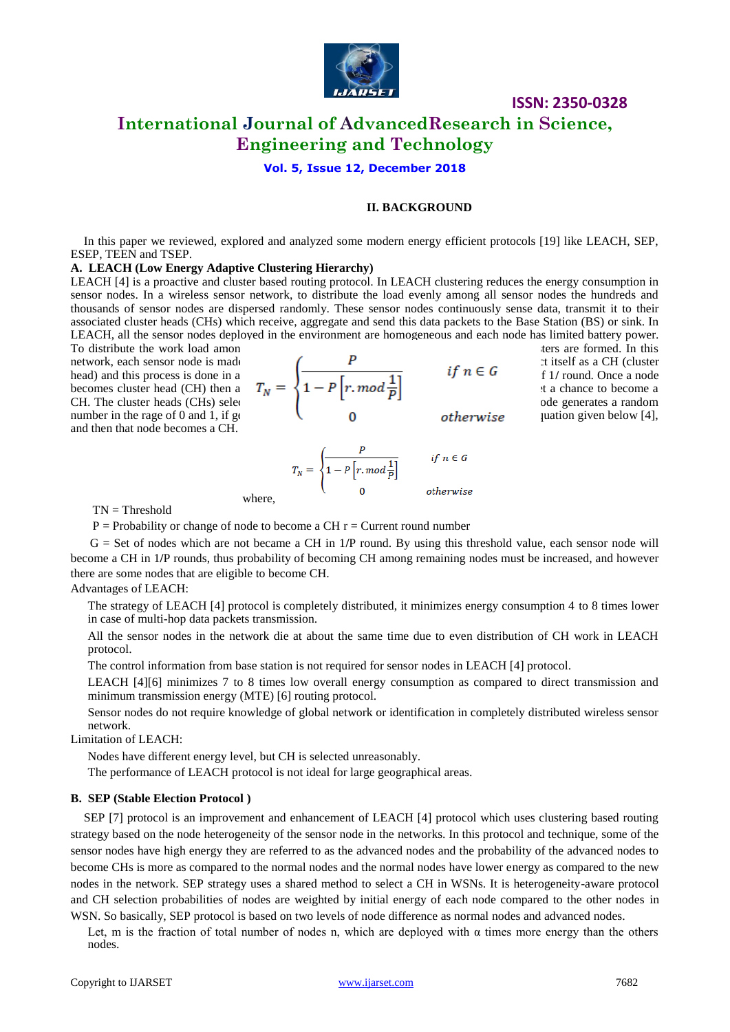## II. BACKGROUND

In this paper we reviewed, explored and analyzed some modern energy efficient protocols [19] like LEACH, SEP, ESEP, TEEN and TSEP.

### A. LEACH (Low Energy Adaptive Clustering Hierarchy)

LEACH [4] is a proactive and cluster based routing protocol. In LEACH clustering reduces the energy consumption in sensor nodes. In a wireless sensor network, to distribute the load evenly among all sensor nodes the hundreds and thousands of sensor nodes are dispersed randomly. These sensor nodes continuously sense data, transmit it to their associated cluster heads (CHs) which receive, aggregate and send this data packets to the Base Station (BS) or sink. In LEACH, all the sensor nodes deployed in the environment are homogeneous and each node has limited battery power. To distribute the work load amon... ...sters are formed. In this network, each sensor node is made... ...t itself as a CH (cluster head) and this process is done in a... ...f 1/ round. Once a node becomes cluster head (CH) then a... ...t a chance to become a CH. The cluster heads (CHs) selec... ...ode generates a random number in the rage of 0 and 1, if ge... ...uation given below [4], and then that node becomes a CH.

$$T_N = \begin{cases} \dfrac{P}{1 - P\left[r.\,mod\,\dfrac{1}{P}\right]} & if\ n \in G \\ 0 & otherwise \end{cases}$$

$$T_N = \begin{cases} \dfrac{P}{1 - P\left[r.\,mod\,\dfrac{1}{P}\right]} & if\ n \in G \\ 0 & otherwise \end{cases}$$

where,

TN = Threshold

P = Probability or change of node to become a CH r = Current round number

G = Set of nodes which are not became a CH in 1/P round. By using this threshold value, each sensor node will become a CH in 1/P rounds, thus probability of becoming CH among remaining nodes must be increased, and however there are some nodes that are eligible to become CH.

Advantages of LEACH:

The strategy of LEACH [4] protocol is completely distributed, it minimizes energy consumption 4 to 8 times lower in case of multi-hop data packets transmission.

All the sensor nodes in the network die at about the same time due to even distribution of CH work in LEACH protocol.

The control information from base station is not required for sensor nodes in LEACH [4] protocol.

LEACH [4][6] minimizes 7 to 8 times low overall energy consumption as compared to direct transmission and minimum transmission energy (MTE) [6] routing protocol.

Sensor nodes do not require knowledge of global network or identification in completely distributed wireless sensor network.

Limitation of LEACH:

Nodes have different energy level, but CH is selected unreasonably.

The performance of LEACH protocol is not ideal for large geographical areas.

### B. SEP (Stable Election Protocol )

SEP [7] protocol is an improvement and enhancement of LEACH [4] protocol which uses clustering based routing strategy based on the node heterogeneity of the sensor node in the networks. In this protocol and technique, some of the sensor nodes have high energy they are referred to as the advanced nodes and the probability of the advanced nodes to become CHs is more as compared to the normal nodes and the normal nodes have lower energy as compared to the new nodes in the network. SEP strategy uses a shared method to select a CH in WSNs. It is heterogeneity-aware protocol and CH selection probabilities of nodes are weighted by initial energy of each node compared to the other nodes in WSN. So basically, SEP protocol is based on two levels of node difference as normal nodes and advanced nodes.

Let, m is the fraction of total number of nodes n, which are deployed with α times more energy than the others nodes.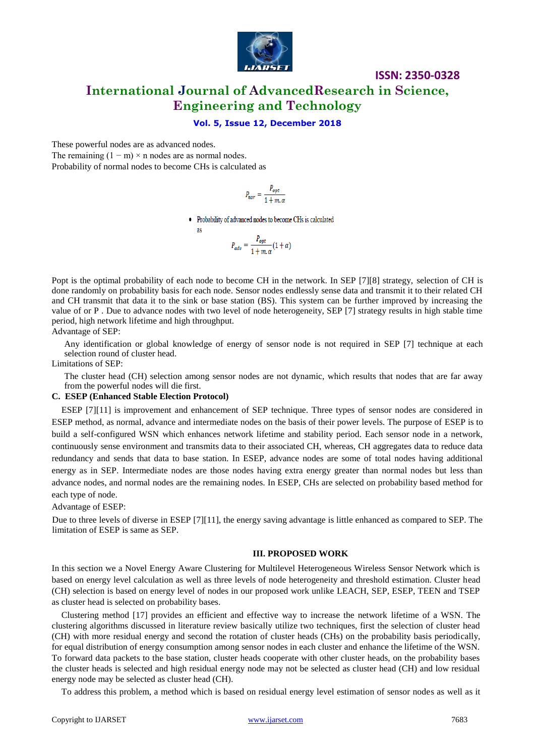These powerful nodes are as advanced nodes.
The remaining $(1 - m) \times n$ nodes are as normal nodes.
Probability of normal nodes to become CHs is calculated as

$$P_{nor} = \frac{P_{opt}}{1 + m.\alpha}$$

- Probability of advanced nodes to become CHs is calculated as

$$P_{adv} = \frac{P_{opt}}{1 + m.\alpha}(1 + \alpha)$$

Popt is the optimal probability of each node to become CH in the network. In SEP [7][8] strategy, selection of CH is done randomly on probability basis for each node. Sensor nodes endlessly sense data and transmit it to their related CH and CH transmit that data it to the sink or base station (BS). This system can be further improved by increasing the value of or P . Due to advance nodes with two level of node heterogeneity, SEP [7] strategy results in high stable time period, high network lifetime and high throughput.

Advantage of SEP:

Any identification or global knowledge of energy of sensor node is not required in SEP [7] technique at each selection round of cluster head.

Limitations of SEP:

The cluster head (CH) selection among sensor nodes are not dynamic, which results that nodes that are far away from the powerful nodes will die first.

### C. ESEP (Enhanced Stable Election Protocol)

ESEP [7][11] is improvement and enhancement of SEP technique. Three types of sensor nodes are considered in ESEP method, as normal, advance and intermediate nodes on the basis of their power levels. The purpose of ESEP is to build a self-configured WSN which enhances network lifetime and stability period. Each sensor node in a network, continuously sense environment and transmits data to their associated CH, whereas, CH aggregates data to reduce data redundancy and sends that data to base station. In ESEP, advance nodes are some of total nodes having additional energy as in SEP. Intermediate nodes are those nodes having extra energy greater than normal nodes but less than advance nodes, and normal nodes are the remaining nodes. In ESEP, CHs are selected on probability based method for each type of node.

Advantage of ESEP:

Due to three levels of diverse in ESEP [7][11], the energy saving advantage is little enhanced as compared to SEP. The limitation of ESEP is same as SEP.

## III. PROPOSED WORK

In this section we a Novel Energy Aware Clustering for Multilevel Heterogeneous Wireless Sensor Network which is based on energy level calculation as well as three levels of node heterogeneity and threshold estimation. Cluster head (CH) selection is based on energy level of nodes in our proposed work unlike LEACH, SEP, ESEP, TEEN and TSEP as cluster head is selected on probability bases.

Clustering method [17] provides an efficient and effective way to increase the network lifetime of a WSN. The clustering algorithms discussed in literature review basically utilize two techniques, first the selection of cluster head (CH) with more residual energy and second the rotation of cluster heads (CHs) on the probability basis periodically, for equal distribution of energy consumption among sensor nodes in each cluster and enhance the lifetime of the WSN. To forward data packets to the base station, cluster heads cooperate with other cluster heads, on the probability bases the cluster heads is selected and high residual energy node may not be selected as cluster head (CH) and low residual energy node may be selected as cluster head (CH).

To address this problem, a method which is based on residual energy level estimation of sensor nodes as well as it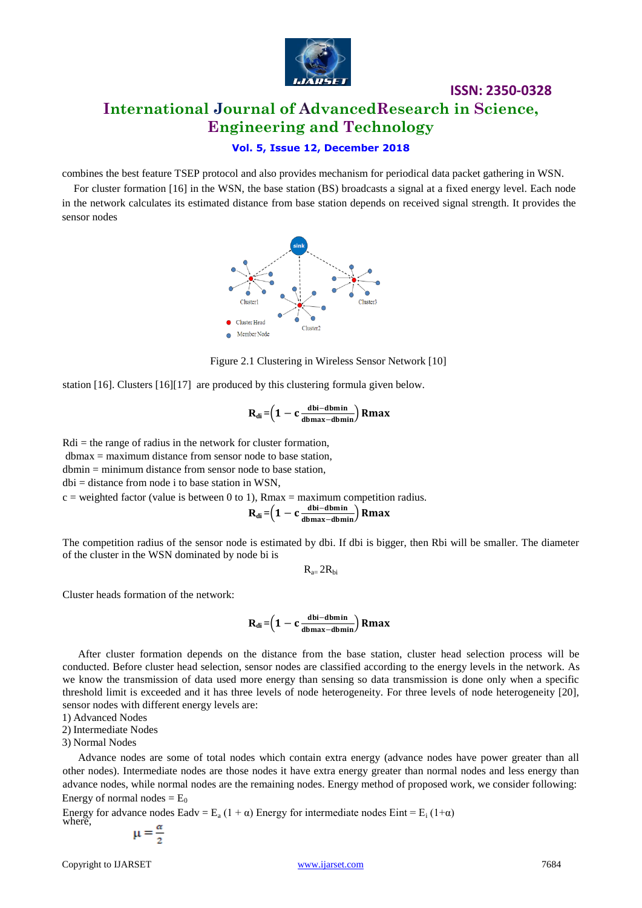combines the best feature TSEP protocol and also provides mechanism for periodical data packet gathering in WSN.

For cluster formation [16] in the WSN, the base station (BS) broadcasts a signal at a fixed energy level. Each node in the network calculates its estimated distance from base station depends on received signal strength. It provides the sensor nodes

Figure 2.1 Clustering in Wireless Sensor Network [10]

station [16]. Clusters [16][17] are produced by this clustering formula given below.

$$R_{di} = \left(1 - c\,\frac{dbi - dbmin}{dbmax - dbmin}\right) Rmax$$

Rdi = the range of radius in the network for cluster formation,
dbmax = maximum distance from sensor node to base station,
dbmin = minimum distance from sensor node to base station,
dbi = distance from node i to base station in WSN,
c = weighted factor (value is between 0 to 1), Rmax = maximum competition radius.

$$R_{di} = \left(1 - c\,\frac{dbi - dbmin}{dbmax - dbmin}\right) Rmax$$

The competition radius of the sensor node is estimated by dbi. If dbi is bigger, then Rbi will be smaller. The diameter of the cluster in the WSN dominated by node bi is

$$R_{a} = 2R_{bi}$$

Cluster heads formation of the network:

$$R_{di} = \left(1 - c\,\frac{dbi - dbmin}{dbmax - dbmin}\right) Rmax$$

After cluster formation depends on the distance from the base station, cluster head selection process will be conducted. Before cluster head selection, sensor nodes are classified according to the energy levels in the network. As we know the transmission of data used more energy than sensing so data transmission is done only when a specific threshold limit is exceeded and it has three levels of node heterogeneity. For three levels of node heterogeneity [20], sensor nodes with different energy levels are:

1) Advanced Nodes
2) Intermediate Nodes
3) Normal Nodes

Advance nodes are some of total nodes which contain extra energy (advance nodes have power greater than all other nodes). Intermediate nodes are those nodes it have extra energy greater than normal nodes and less energy than advance nodes, while normal nodes are the remaining nodes. Energy method of proposed work, we consider following:

Energy of normal nodes = $E_0$

Energy for advance nodes Eadv = $E_a\,(1 + \alpha)$ Energy for intermediate nodes Eint = $E_i\,(1+\alpha)$
where,

$$\mu = \frac{\alpha}{2}$$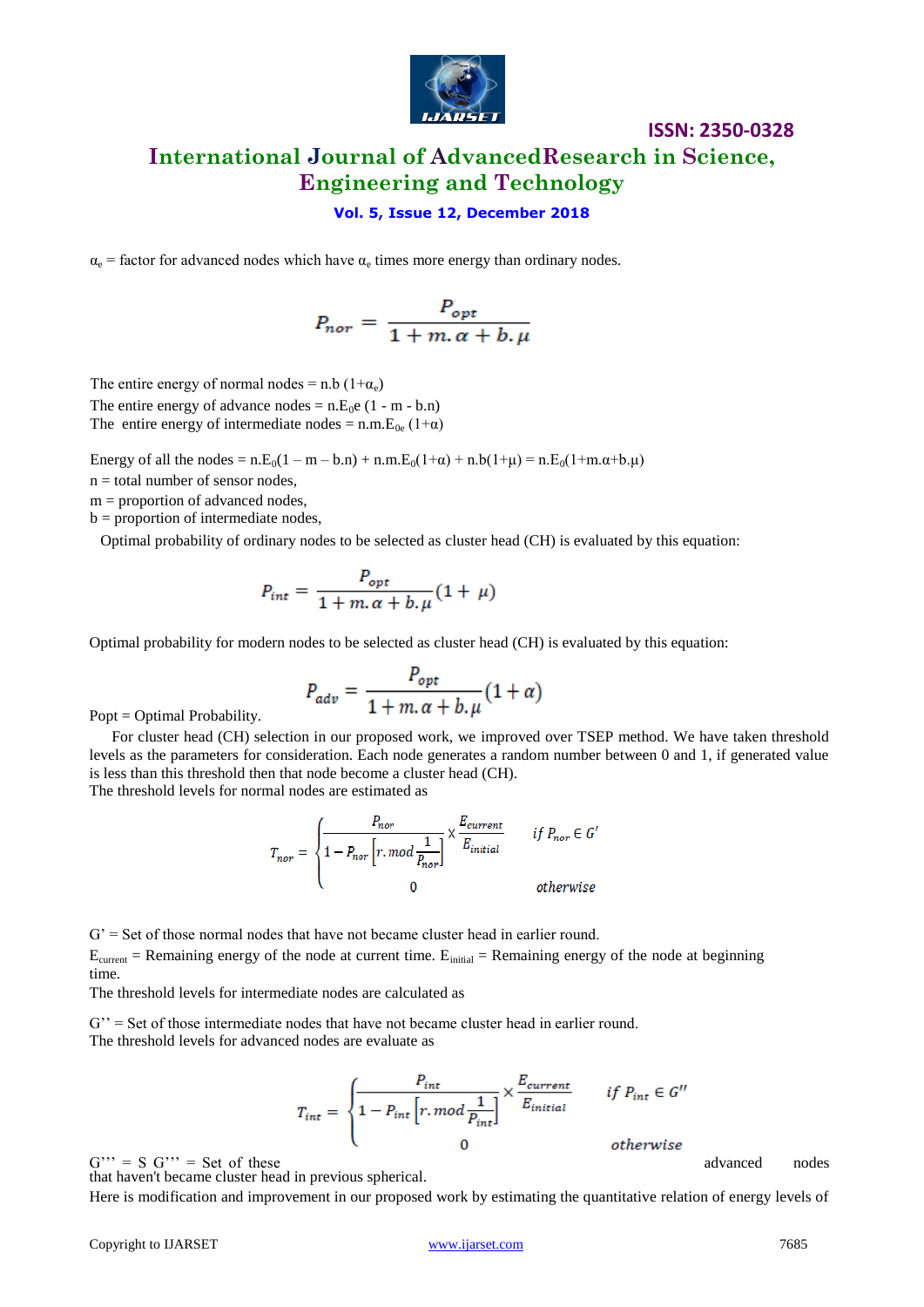$\alpha_e$ = factor for advanced nodes which have $\alpha_e$ times more energy than ordinary nodes.

$$P_{nor} = \frac{P_{opt}}{1 + m.\alpha + b.\mu}$$

The entire energy of normal nodes = n.b $(1+\alpha_e)$

The entire energy of advance nodes = n.$E_0$e (1 - m - b.n)

The entire energy of intermediate nodes = n.m.$E_{0e}$ $(1+\alpha)$

Energy of all the nodes = n.$E_0$(1 – m – b.n) + n.m.$E_0(1+\alpha)$ + n.b$(1+\mu)$ = n.$E_0(1+m.\alpha+b.\mu)$

n = total number of sensor nodes,

m = proportion of advanced nodes,

b = proportion of intermediate nodes,

Optimal probability of ordinary nodes to be selected as cluster head (CH) is evaluated by this equation:

$$P_{int} = \frac{P_{opt}}{1 + m.\alpha + b.\mu}(1 + \mu)$$

Optimal probability for modern nodes to be selected as cluster head (CH) is evaluated by this equation:

$$P_{adv} = \frac{P_{opt}}{1 + m.\alpha + b.\mu}(1 + \alpha)$$

Popt = Optimal Probability.

For cluster head (CH) selection in our proposed work, we improved over TSEP method. We have taken threshold levels as the parameters for consideration. Each node generates a random number between 0 and 1, if generated value is less than this threshold then that node become a cluster head (CH).

The threshold levels for normal nodes are estimated as

$$T_{nor} = \begin{cases} \dfrac{P_{nor}}{1 - P_{nor}\left[r.mod\dfrac{1}{P_{nor}}\right]} \times \dfrac{E_{current}}{E_{initial}} & if\ P_{nor} \in G' \\ 0 & otherwise \end{cases}$$

G' = Set of those normal nodes that have not became cluster head in earlier round.

$E_{current}$ = Remaining energy of the node at current time. $E_{initial}$ = Remaining energy of the node at beginning time.

The threshold levels for intermediate nodes are calculated as

G'' = Set of those intermediate nodes that have not became cluster head in earlier round.

The threshold levels for advanced nodes are evaluate as

$$T_{int} = \begin{cases} \dfrac{P_{int}}{1 - P_{int}\left[r.mod\dfrac{1}{P_{int}}\right]} \times \dfrac{E_{current}}{E_{initial}} & if\ P_{int} \in G'' \\ 0 & otherwise \end{cases}$$

G''' = S G''' = Set of these advanced nodes that haven't became cluster head in previous spherical.

Here is modification and improvement in our proposed work by estimating the quantitative relation of energy levels of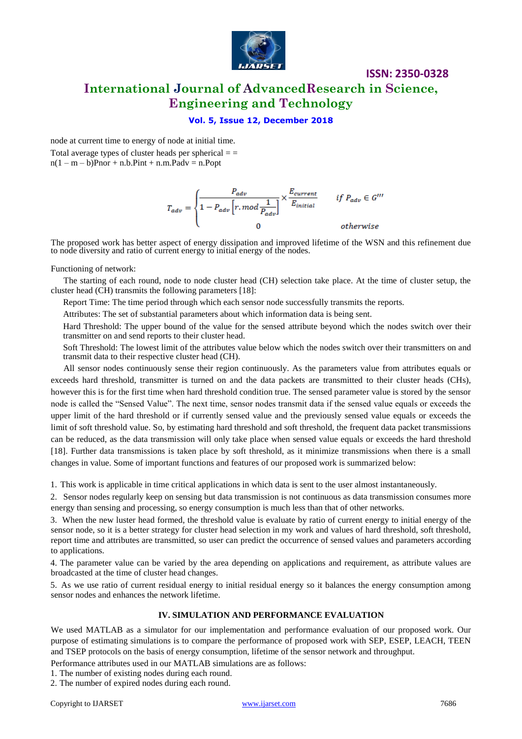node at current time to energy of node at initial time.

Total average types of cluster heads per spherical = = n(1 – m – b)Pnor + n.b.Pint + n.m.Padv = n.Popt

$$T_{adv} = \begin{cases} \dfrac{P_{adv}}{1 - P_{adv}\left[r.mod\dfrac{1}{P_{adv}}\right]} \times \dfrac{E_{current}}{E_{initial}} & if\ P_{adv} \in G''' \\ 0 & otherwise \end{cases}$$

The proposed work has better aspect of energy dissipation and improved lifetime of the WSN and this refinement due to node diversity and ratio of current energy to initial energy of the nodes.

Functioning of network:

The starting of each round, node to node cluster head (CH) selection take place. At the time of cluster setup, the cluster head (CH) transmits the following parameters [18]:

Report Time: The time period through which each sensor node successfully transmits the reports.

Attributes: The set of substantial parameters about which information data is being sent.

Hard Threshold: The upper bound of the value for the sensed attribute beyond which the nodes switch over their transmitter on and send reports to their cluster head.

Soft Threshold: The lowest limit of the attributes value below which the nodes switch over their transmitters on and transmit data to their respective cluster head (CH).

All sensor nodes continuously sense their region continuously. As the parameters value from attributes equals or exceeds hard threshold, transmitter is turned on and the data packets are transmitted to their cluster heads (CHs), however this is for the first time when hard threshold condition true. The sensed parameter value is stored by the sensor node is called the "Sensed Value". The next time, sensor nodes transmit data if the sensed value equals or exceeds the upper limit of the hard threshold or if currently sensed value and the previously sensed value equals or exceeds the limit of soft threshold value. So, by estimating hard threshold and soft threshold, the frequent data packet transmissions can be reduced, as the data transmission will only take place when sensed value equals or exceeds the hard threshold [18]. Further data transmissions is taken place by soft threshold, as it minimize transmissions when there is a small changes in value. Some of important functions and features of our proposed work is summarized below:

1. This work is applicable in time critical applications in which data is sent to the user almost instantaneously.

2. Sensor nodes regularly keep on sensing but data transmission is not continuous as data transmission consumes more energy than sensing and processing, so energy consumption is much less than that of other networks.

3. When the new luster head formed, the threshold value is evaluate by ratio of current energy to initial energy of the sensor node, so it is a better strategy for cluster head selection in my work and values of hard threshold, soft threshold, report time and attributes are transmitted, so user can predict the occurrence of sensed values and parameters according to applications.

4. The parameter value can be varied by the area depending on applications and requirement, as attribute values are broadcasted at the time of cluster head changes.

5. As we use ratio of current residual energy to initial residual energy so it balances the energy consumption among sensor nodes and enhances the network lifetime.

## IV. SIMULATION AND PERFORMANCE EVALUATION

We used MATLAB as a simulator for our implementation and performance evaluation of our proposed work. Our purpose of estimating simulations is to compare the performance of proposed work with SEP, ESEP, LEACH, TEEN and TSEP protocols on the basis of energy consumption, lifetime of the sensor network and throughput.

Performance attributes used in our MATLAB simulations are as follows:

1. The number of existing nodes during each round.
2. The number of expired nodes during each round.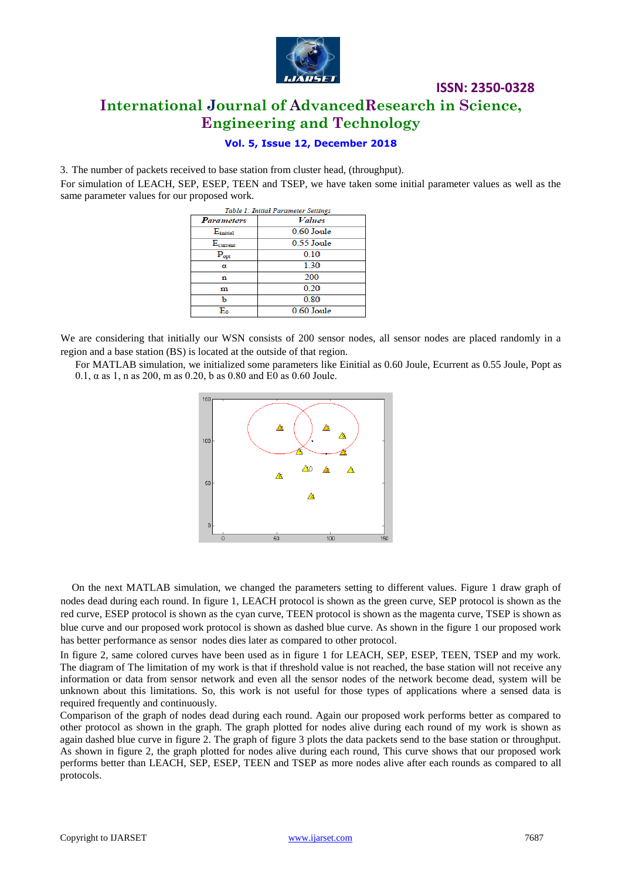3. The number of packets received to base station from cluster head, (throughput).

For simulation of LEACH, SEP, ESEP, TEEN and TSEP, we have taken some initial parameter values as well as the same parameter values for our proposed work.

*Table 1: Initial Parameter Settings*

| *Parameters* | *Values* |
|---|---|
| $E_{initial}$ | 0.60 Joule |
| $E_{current}$ | 0.55 Joule |
| $P_{opt}$ | 0.10 |
| α | 1.30 |
| n | 200 |
| m | 0.20 |
| b | 0.80 |
| $E_0$ | 0.60 Joule |

We are considering that initially our WSN consists of 200 sensor nodes, all sensor nodes are placed randomly in a region and a base station (BS) is located at the outside of that region.

For MATLAB simulation, we initialized some parameters like Einitial as 0.60 Joule, Ecurrent as 0.55 Joule, Popt as 0.1, α as 1, n as 200, m as 0.20, b as 0.80 and E0 as 0.60 Joule.

On the next MATLAB simulation, we changed the parameters setting to different values. Figure 1 draw graph of nodes dead during each round. In figure 1, LEACH protocol is shown as the green curve, SEP protocol is shown as the red curve, ESEP protocol is shown as the cyan curve, TEEN protocol is shown as the magenta curve, TSEP is shown as blue curve and our proposed work protocol is shown as dashed blue curve. As shown in the figure 1 our proposed work has better performance as sensor nodes dies later as compared to other protocol.

In figure 2, same colored curves have been used as in figure 1 for LEACH, SEP, ESEP, TEEN, TSEP and my work. The diagram of The limitation of my work is that if threshold value is not reached, the base station will not receive any information or data from sensor network and even all the sensor nodes of the network become dead, system will be unknown about this limitations. So, this work is not useful for those types of applications where a sensed data is required frequently and continuously.

Comparison of the graph of nodes dead during each round. Again our proposed work performs better as compared to other protocol as shown in the graph. The graph plotted for nodes alive during each round of my work is shown as again dashed blue curve in figure 2. The graph of figure 3 plots the data packets send to the base station or throughput. As shown in figure 2, the graph plotted for nodes alive during each round, This curve shows that our proposed work performs better than LEACH, SEP, ESEP, TEEN and TSEP as more nodes alive after each rounds as compared to all protocols.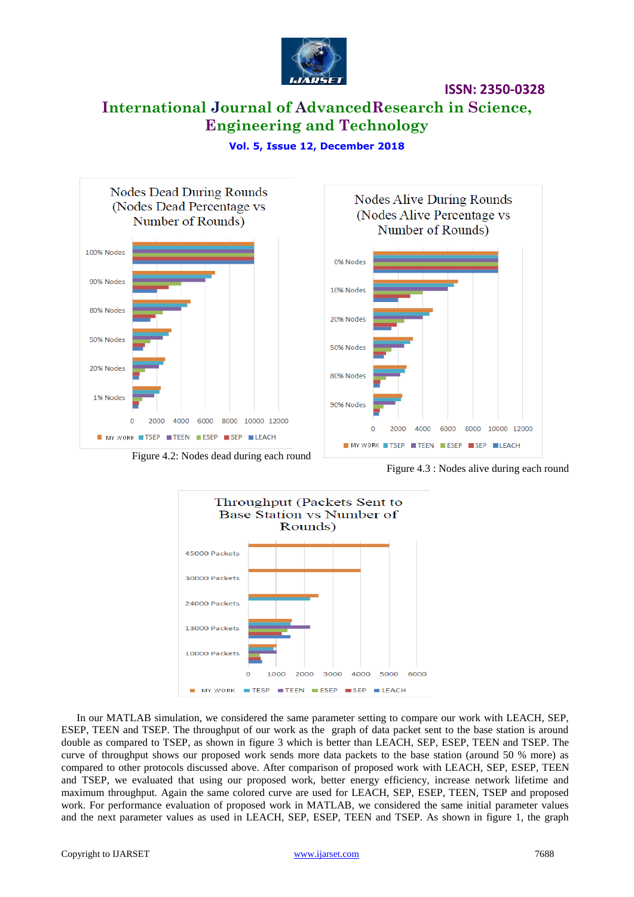Figure 4.2: Nodes dead during each round

Figure 4.3 : Nodes alive during each round

In our MATLAB simulation, we considered the same parameter setting to compare our work with LEACH, SEP, ESEP, TEEN and TSEP. The throughput of our work as the graph of data packet sent to the base station is around double as compared to TSEP, as shown in figure 3 which is better than LEACH, SEP, ESEP, TEEN and TSEP. The curve of throughput shows our proposed work sends more data packets to the base station (around 50 % more) as compared to other protocols discussed above. After comparison of proposed work with LEACH, SEP, ESEP, TEEN and TSEP, we evaluated that using our proposed work, better energy efficiency, increase network lifetime and maximum throughput. Again the same colored curve are used for LEACH, SEP, ESEP, TEEN, TSEP and proposed work. For performance evaluation of proposed work in MATLAB, we considered the same initial parameter values and the next parameter values as used in LEACH, SEP, ESEP, TEEN and TSEP. As shown in figure 1, the graph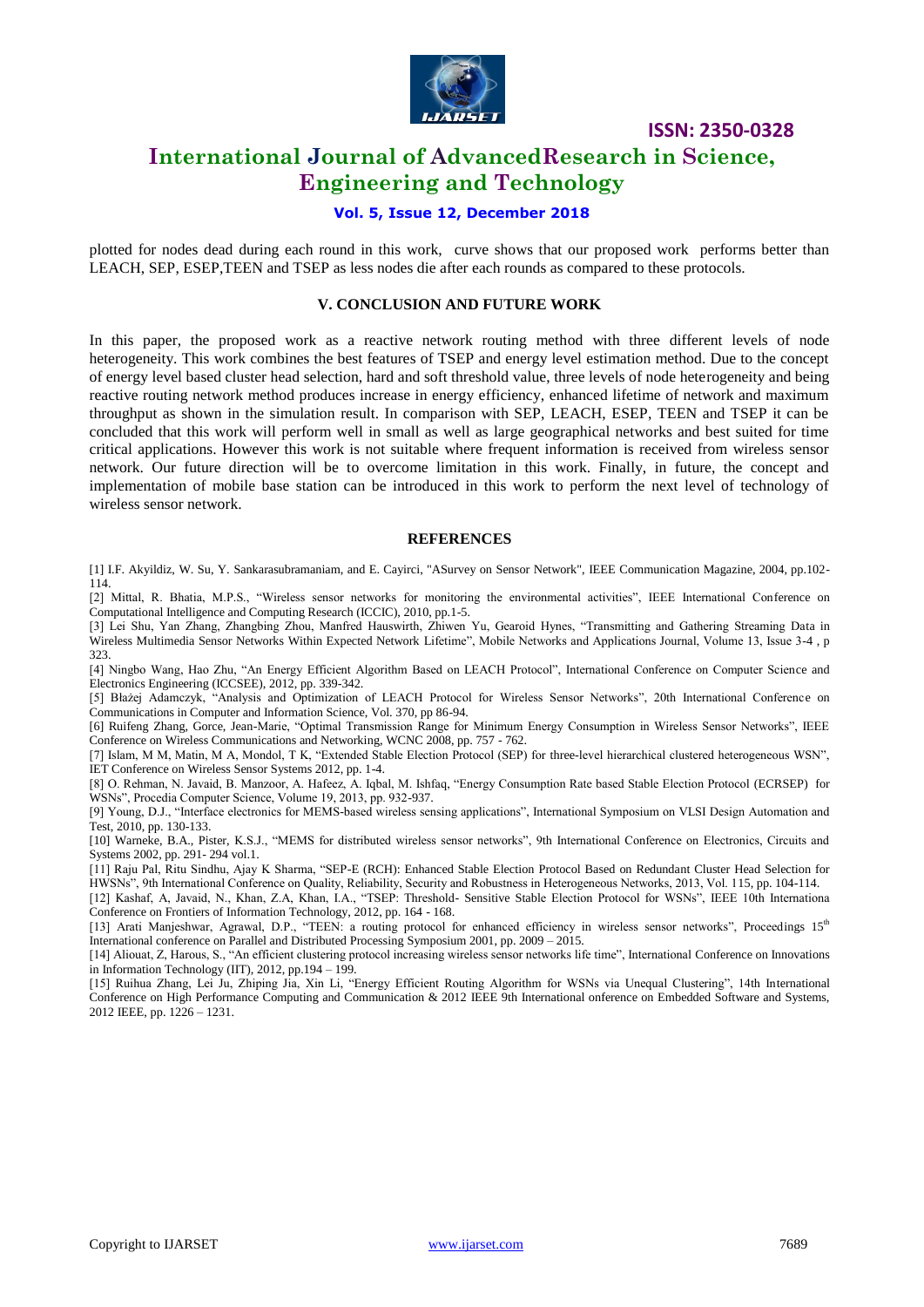plotted for nodes dead during each round in this work, curve shows that our proposed work performs better than LEACH, SEP, ESEP,TEEN and TSEP as less nodes die after each rounds as compared to these protocols.

## V. CONCLUSION AND FUTURE WORK

In this paper, the proposed work as a reactive network routing method with three different levels of node heterogeneity. This work combines the best features of TSEP and energy level estimation method. Due to the concept of energy level based cluster head selection, hard and soft threshold value, three levels of node heterogeneity and being reactive routing network method produces increase in energy efficiency, enhanced lifetime of network and maximum throughput as shown in the simulation result. In comparison with SEP, LEACH, ESEP, TEEN and TSEP it can be concluded that this work will perform well in small as well as large geographical networks and best suited for time critical applications. However this work is not suitable where frequent information is received from wireless sensor network. Our future direction will be to overcome limitation in this work. Finally, in future, the concept and implementation of mobile base station can be introduced in this work to perform the next level of technology of wireless sensor network.

## REFERENCES

[1] I.F. Akyildiz, W. Su, Y. Sankarasubramaniam, and E. Cayirci, "ASurvey on Sensor Network", IEEE Communication Magazine, 2004, pp.102-114.

[2] Mittal, R. Bhatia, M.P.S., "Wireless sensor networks for monitoring the environmental activities", IEEE International Conference on Computational Intelligence and Computing Research (ICCIC), 2010, pp.1-5.

[3] Lei Shu, Yan Zhang, Zhangbing Zhou, Manfred Hauswirth, Zhiwen Yu, Gearoid Hynes, "Transmitting and Gathering Streaming Data in Wireless Multimedia Sensor Networks Within Expected Network Lifetime", Mobile Networks and Applications Journal, Volume 13, Issue 3-4 , p 323.

[4] Ningbo Wang, Hao Zhu, "An Energy Efficient Algorithm Based on LEACH Protocol", International Conference on Computer Science and Electronics Engineering (ICCSEE), 2012, pp. 339-342.

[5] Błażej Adamczyk, "Analysis and Optimization of LEACH Protocol for Wireless Sensor Networks", 20th International Conference on Communications in Computer and Information Science, Vol. 370, pp 86-94.

[6] Ruifeng Zhang, Gorce, Jean-Marie, "Optimal Transmission Range for Minimum Energy Consumption in Wireless Sensor Networks", IEEE Conference on Wireless Communications and Networking, WCNC 2008, pp. 757 - 762.

[7] Islam, M M, Matin, M A, Mondol, T K, "Extended Stable Election Protocol (SEP) for three-level hierarchical clustered heterogeneous WSN", IET Conference on Wireless Sensor Systems 2012, pp. 1-4.

[8] O. Rehman, N. Javaid, B. Manzoor, A. Hafeez, A. Iqbal, M. Ishfaq, "Energy Consumption Rate based Stable Election Protocol (ECRSEP) for WSNs", Procedia Computer Science, Volume 19, 2013, pp. 932-937.

[9] Young, D.J., "Interface electronics for MEMS-based wireless sensing applications", International Symposium on VLSI Design Automation and Test, 2010, pp. 130-133.

[10] Warneke, B.A., Pister, K.S.J., "MEMS for distributed wireless sensor networks", 9th International Conference on Electronics, Circuits and Systems 2002, pp. 291- 294 vol.1.

[11] Raju Pal, Ritu Sindhu, Ajay K Sharma, "SEP-E (RCH): Enhanced Stable Election Protocol Based on Redundant Cluster Head Selection for HWSNs", 9th International Conference on Quality, Reliability, Security and Robustness in Heterogeneous Networks, 2013, Vol. 115, pp. 104-114.

[12] Kashaf, A, Javaid, N., Khan, Z.A, Khan, I.A., "TSEP: Threshold- Sensitive Stable Election Protocol for WSNs", IEEE 10th Internationa Conference on Frontiers of Information Technology, 2012, pp. 164 - 168.

[13] Arati Manjeshwar, Agrawal, D.P., "TEEN: a routing protocol for enhanced efficiency in wireless sensor networks", Proceedings 15th International conference on Parallel and Distributed Processing Symposium 2001, pp. 2009 – 2015.

[14] Aliouat, Z, Harous, S., "An efficient clustering protocol increasing wireless sensor networks life time", International Conference on Innovations in Information Technology (IIT), 2012, pp.194 – 199.

[15] Ruihua Zhang, Lei Ju, Zhiping Jia, Xin Li, "Energy Efficient Routing Algorithm for WSNs via Unequal Clustering", 14th International Conference on High Performance Computing and Communication & 2012 IEEE 9th International onference on Embedded Software and Systems, 2012 IEEE, pp. 1226 – 1231.